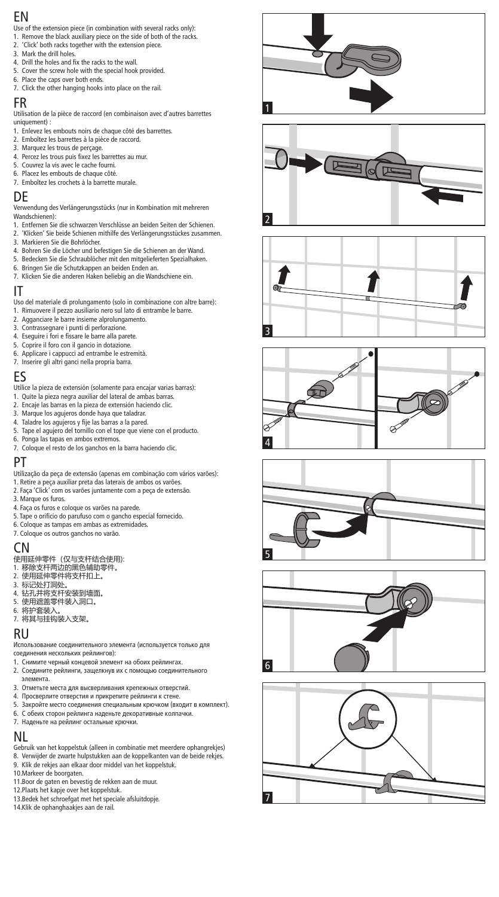## EN

Use of the extension piece (in combination with several racks only):

1. Remove the black auxiliary piece on the side of both of the racks.
2. 'Click' both racks together with the extension piece.
3. Mark the drill holes.
4. Drill the holes and fix the racks to the wall.
5. Cover the screw hole with the special hook provided.
6. Place the caps over both ends.
7. Click the other hanging hooks into place on the rail.

## FR

Utilisation de la pièce de raccord (en combinaison avec d'autres barrettes uniquement) :

1. Enlevez les embouts noirs de chaque côté des barrettes.
2. Emboîtez les barrettes à la pièce de raccord.
3. Marquez les trous de perçage.
4. Percez les trous puis fixez les barrettes au mur.
5. Couvrez la vis avec le cache fourni.
6. Placez les embouts de chaque côté.
7. Emboîtez les crochets à la barrette murale.

## DE

Verwendung des Verlängerungsstücks (nur in Kombination mit mehreren Wandschienen):

1. Entfernen Sie die schwarzen Verschlüsse an beiden Seiten der Schienen.
2. 'Klicken' Sie beide Schienen mithilfe des Verlängerungsstückes zusammen.
3. Markieren Sie die Bohrlöcher.
4. Bohren Sie die Löcher und befestigen Sie die Schienen an der Wand.
5. Bedecken Sie die Schraublöcher mit den mitgelieferten Spezialhaken.
6. Bringen Sie die Schutzkappen an beiden Enden an.
7. Klicken Sie die anderen Haken beliebig an die Wandschiene ein.

## IT

Uso del materiale di prolungamento (solo in combinazione con altre barre):

1. Rimuovere il pezzo ausiliario nero sul lato di entrambe le barre.
2. Agganciare le barre insieme alprolungamento.
3. Contrassegnare i punti di perforazione.
4. Eseguire i fori e fissare le barre alla parete.
5. Coprire il foro con il gancio in dotazione.
6. Applicare i cappucci ad entrambe le estremità.
7. Inserire gli altri ganci nella propria barra.

## ES

Utilice la pieza de extensión (solamente para encajar varias barras):

1. Quite la pieza negra auxiliar del lateral de ambas barras.
2. Encaje las barras en la pieza de extensión haciendo clic.
3. Marque los agujeros donde haya que taladrar.
4. Taladre los agujeros y fije las barras a la pared.
5. Tape el agujero del tornillo con el tope que viene con el producto.
6. Ponga las tapas en ambos extremos.
7. Coloque el resto de los ganchos en la barra haciendo clic.

## PT

Utilização da peça de extensão (apenas em combinação com vários varões):

1. Retire a peça auxiliar preta das laterais de ambos os varões.
2. Faça 'Click' com os varões juntamente com a peça de extensão.
3. Marque os furos.
4. Faça os furos e coloque os varões na parede.
5. Tape o orifício do parufuso com o gancho especial fornecido.
6. Coloque as tampas em ambas as extremidades.
7. Coloque os outros ganchos no varão.

## CN

使用延伸零件（仅与支杆结合使用):

1. 移除支杆两边的黑色辅助零件。
2. 使用延伸零件将支杆扣上。
3. 标记处打洞处。
4. 钻孔并将支杆安装到墙面。
5. 使用遮盖零件装入洞口。
6. 将护套装入。
7. 将其与挂钩装入支架。

## RU

Использование соединительного элемента (используется только для соединения нескольких рейлингов):

1. Снимите черный концевой элемент на обоих рейлингах.
2. Соедините рейлинги, защелкнув их с помощью соединительного элемента.
3. Отметьте места для высверливания крепежных отверстий.
4. Просверлите отверстия и прикрепите рейлинги к стене.
5. Закройте место соединения специальным крючком (входит в комплект).
6. С обеих сторон рейлинга наденьте декоративные колпачки.
7. Наденьте на рейлинг остальные крючки.

## NL

Gebruik van het koppelstuk (alleen in combinatie met meerdere ophangrekjes)

8. Verwijder de zwarte hulpstukken aan de koppelkanten van de beide rekjes.
9. Klik de rekjes aan elkaar door middel van het koppelstuk.
10. Markeer de boorgaten.
11. Boor de gaten en bevestig de rekken aan de muur.
12. Plaats het kapje over het koppelstuk.
13. Bedek het schroefgat met het speciale afsluitdopje.
14. Klik de ophanghaakjes aan de rail.

1

2

3

4

5

6

7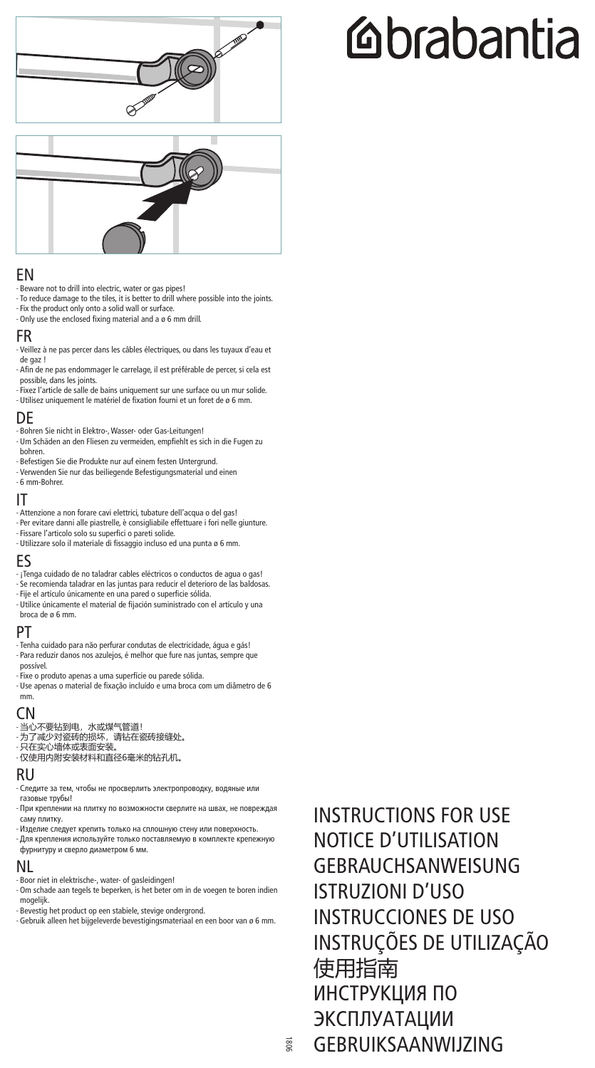# brabantia

## EN

- Beware not to drill into electric, water or gas pipes!
- To reduce damage to the tiles, it is better to drill where possible into the joints.
- Fix the product only onto a solid wall or surface.
- Only use the enclosed fixing material and a ø 6 mm drill.

## FR

- Veillez à ne pas percer dans les câbles électriques, ou dans les tuyaux d'eau et de gaz !
- Afin de ne pas endommager le carrelage, il est préférable de percer, si cela est possible, dans les joints.
- Fixez l'article de salle de bains uniquement sur une surface ou un mur solide.
- Utilisez uniquement le matériel de fixation fourni et un foret de ø 6 mm.

## DE

- Bohren Sie nicht in Elektro-, Wasser- oder Gas-Leitungen!
- Um Schäden an den Fliesen zu vermeiden, empfiehlt es sich in die Fugen zu bohren.
- Befestigen Sie die Produkte nur auf einem festen Untergrund.
- Verwenden Sie nur das beiliegende Befestigungsmaterial und einen
- 6 mm-Bohrer.

## IT

- Attenzione a non forare cavi elettrici, tubature dell'acqua o del gas!
- Per evitare danni alle piastrelle, è consigliabile effettuare i fori nelle giunture.
- Fissare l'articolo solo su superfici o pareti solide.
- Utilizzare solo il materiale di fissaggio incluso ed una punta ø 6 mm.

## ES

- ¡Tenga cuidado de no taladrar cables eléctricos o conductos de agua o gas!
- Se recomienda taladrar en las juntas para reducir el deterioro de las baldosas.
- Fije el artículo únicamente en una pared o superficie sólida.
- Utilice únicamente el material de fijación suministrado con el artículo y una broca de ø 6 mm.

## PT

- Tenha cuidado para não perfurar condutas de electricidade, água e gás!
- Para reduzir danos nos azulejos, é melhor que fure nas juntas, sempre que possível.
- Fixe o produto apenas a uma superfície ou parede sólida.
- Use apenas o material de fixação incluído e uma broca com um diâmetro de 6 mm.

## CN

- 当心不要钻到电，水或煤气管道！
- 为了减少对瓷砖的损坏，请钻在瓷砖接缝处。
- 只在实心墙体或表面安装。
- 仅使用内附安装材料和直径6毫米的钻孔机。

## RU

- Следите за тем, чтобы не просверлить электропроводку, водяные или газовые трубы!
- При креплении на плитку по возможности сверлите на швах, не повреждая саму плитку.
- Изделие следует крепить только на сплошную стену или поверхность.
- Для крепления используйте только поставляемую в комплекте крепежную фурнитуру и сверло диаметром 6 мм.

## NL

- Boor niet in elektrische-, water- of gasleidingen!
- Om schade aan tegels te beperken, is het beter om in de voegen te boren indien mogelijk.
- Bevestig het product op een stabiele, stevige ondergrond.
- Gebruik alleen het bijgeleverde bevestigingsmateriaal en een boor van ø 6 mm.

INSTRUCTIONS FOR USE
NOTICE D'UTILISATION
GEBRAUCHSANWEISUNG
ISTRUZIONI D'USO
INSTRUCCIONES DE USO
INSTRUÇÕES DE UTILIZAÇÃO
使用指南
ИНСТРУКЦИЯ ПО ЭКСПЛУАТАЦИИ
GEBRUIKSAANWIJZING

1806